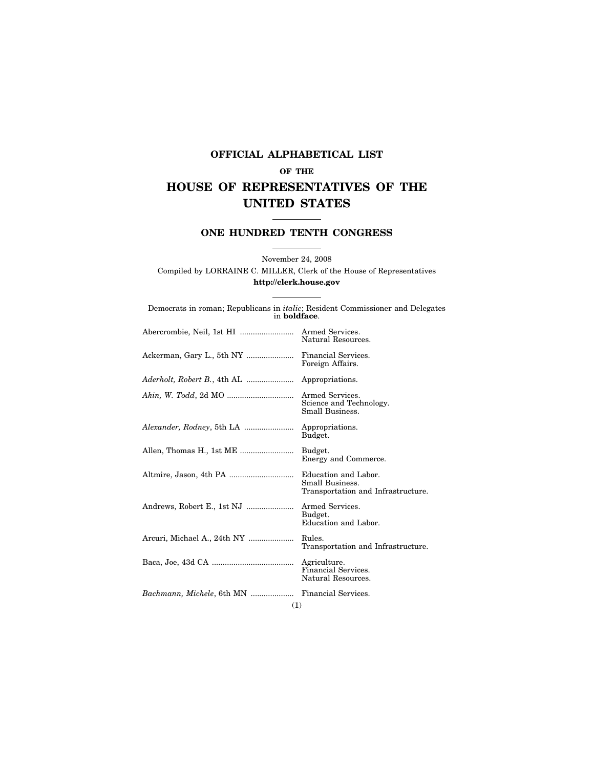# OFFICIAL ALPHABETICAL LIST

## OF THE

# HOUSE OF REPRESENTATIVES OF THE UNITED STATES

## ONE HUNDRED TENTH CONGRESS

November 24, 2008

Compiled by LORRAINE C. MILLER, Clerk of the House of Representatives

**http://clerk.house.gov**

Democrats in roman; Republicans in *italic*; Resident Commissioner and Delegates in **boldface**.

| Member | Committees |
|---|---|
| Abercrombie, Neil, 1st HI | Armed Services.<br>Natural Resources. |
| Ackerman, Gary L., 5th NY | Financial Services.<br>Foreign Affairs. |
| *Aderholt, Robert B.*, 4th AL | Appropriations. |
| *Akin, W. Todd*, 2d MO | Armed Services.<br>Science and Technology.<br>Small Business. |
| *Alexander, Rodney*, 5th LA | Appropriations.<br>Budget. |
| Allen, Thomas H., 1st ME | Budget.<br>Energy and Commerce. |
| Altmire, Jason, 4th PA | Education and Labor.<br>Small Business.<br>Transportation and Infrastructure. |
| Andrews, Robert E., 1st NJ | Armed Services.<br>Budget.<br>Education and Labor. |
| Arcuri, Michael A., 24th NY | Rules.<br>Transportation and Infrastructure. |
| Baca, Joe, 43d CA | Agriculture.<br>Financial Services.<br>Natural Resources. |
| *Bachmann, Michele*, 6th MN | Financial Services. |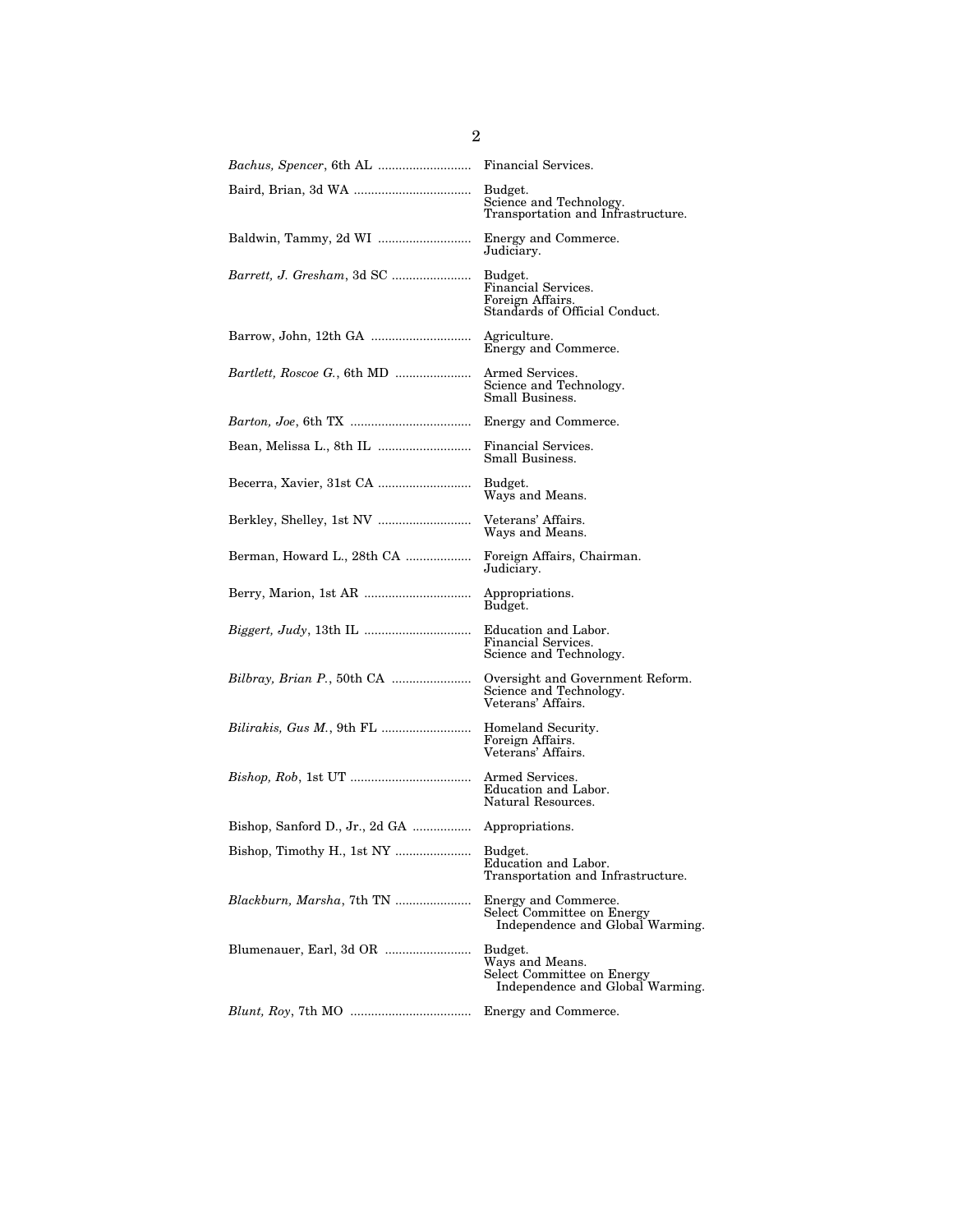| | |
|---|---|
| *Bachus, Spencer*, 6th AL | Financial Services. |
| Baird, Brian, 3d WA | Budget.<br>Science and Technology.<br>Transportation and Infrastructure. |
| Baldwin, Tammy, 2d WI | Energy and Commerce.<br>Judiciary. |
| *Barrett, J. Gresham*, 3d SC | Budget.<br>Financial Services.<br>Foreign Affairs.<br>Standards of Official Conduct. |
| Barrow, John, 12th GA | Agriculture.<br>Energy and Commerce. |
| *Bartlett, Roscoe G.*, 6th MD | Armed Services.<br>Science and Technology.<br>Small Business. |
| *Barton, Joe*, 6th TX | Energy and Commerce. |
| Bean, Melissa L., 8th IL | Financial Services.<br>Small Business. |
| Becerra, Xavier, 31st CA | Budget.<br>Ways and Means. |
| Berkley, Shelley, 1st NV | Veterans' Affairs.<br>Ways and Means. |
| Berman, Howard L., 28th CA | Foreign Affairs, Chairman.<br>Judiciary. |
| Berry, Marion, 1st AR | Appropriations.<br>Budget. |
| *Biggert, Judy*, 13th IL | Education and Labor.<br>Financial Services.<br>Science and Technology. |
| *Bilbray, Brian P.*, 50th CA | Oversight and Government Reform.<br>Science and Technology.<br>Veterans' Affairs. |
| *Bilirakis, Gus M.*, 9th FL | Homeland Security.<br>Foreign Affairs.<br>Veterans' Affairs. |
| *Bishop, Rob*, 1st UT | Armed Services.<br>Education and Labor.<br>Natural Resources. |
| Bishop, Sanford D., Jr., 2d GA | Appropriations. |
| Bishop, Timothy H., 1st NY | Budget.<br>Education and Labor.<br>Transportation and Infrastructure. |
| *Blackburn, Marsha*, 7th TN | Energy and Commerce.<br>Select Committee on Energy Independence and Global Warming. |
| Blumenauer, Earl, 3d OR | Budget.<br>Ways and Means.<br>Select Committee on Energy Independence and Global Warming. |
| *Blunt, Roy*, 7th MO | Energy and Commerce. |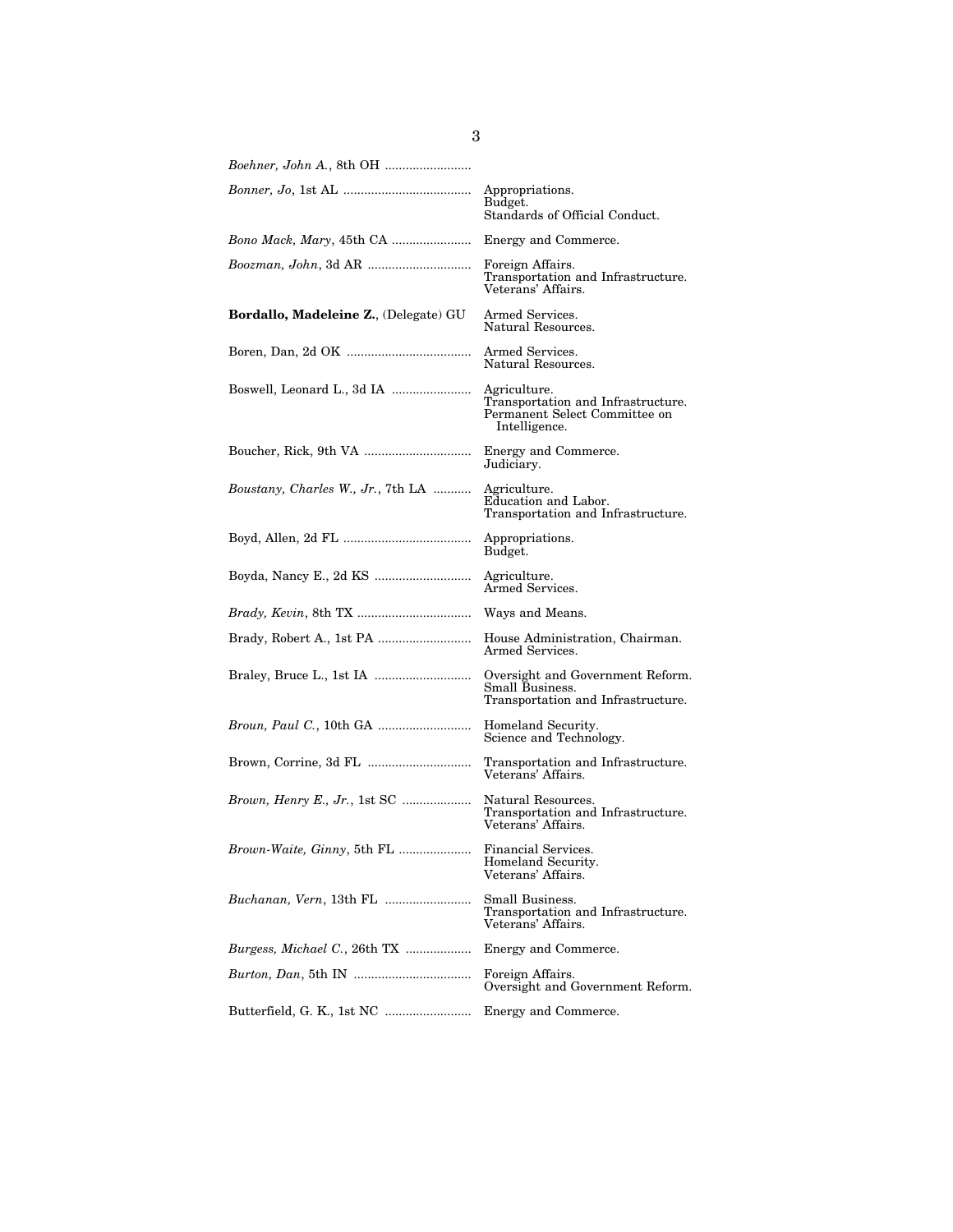| Member | Committees |
| --- | --- |
| *Boehner, John A.*, 8th OH | |
| *Bonner, Jo*, 1st AL | Appropriations.<br>Budget.<br>Standards of Official Conduct. |
| *Bono Mack, Mary*, 45th CA | Energy and Commerce. |
| *Boozman, John*, 3d AR | Foreign Affairs.<br>Transportation and Infrastructure.<br>Veterans' Affairs. |
| **Bordallo, Madeleine Z.**, (Delegate) GU | Armed Services.<br>Natural Resources. |
| Boren, Dan, 2d OK | Armed Services.<br>Natural Resources. |
| Boswell, Leonard L., 3d IA | Agriculture.<br>Transportation and Infrastructure.<br>Permanent Select Committee on Intelligence. |
| Boucher, Rick, 9th VA | Energy and Commerce.<br>Judiciary. |
| *Boustany, Charles W., Jr.*, 7th LA | Agriculture.<br>Education and Labor.<br>Transportation and Infrastructure. |
| Boyd, Allen, 2d FL | Appropriations.<br>Budget. |
| Boyda, Nancy E., 2d KS | Agriculture.<br>Armed Services. |
| *Brady, Kevin*, 8th TX | Ways and Means. |
| Brady, Robert A., 1st PA | House Administration, Chairman.<br>Armed Services. |
| Braley, Bruce L., 1st IA | Oversight and Government Reform.<br>Small Business.<br>Transportation and Infrastructure. |
| *Broun, Paul C.*, 10th GA | Homeland Security.<br>Science and Technology. |
| Brown, Corrine, 3d FL | Transportation and Infrastructure.<br>Veterans' Affairs. |
| *Brown, Henry E., Jr.*, 1st SC | Natural Resources.<br>Transportation and Infrastructure.<br>Veterans' Affairs. |
| *Brown-Waite, Ginny*, 5th FL | Financial Services.<br>Homeland Security.<br>Veterans' Affairs. |
| *Buchanan, Vern*, 13th FL | Small Business.<br>Transportation and Infrastructure.<br>Veterans' Affairs. |
| *Burgess, Michael C.*, 26th TX | Energy and Commerce. |
| *Burton, Dan*, 5th IN | Foreign Affairs.<br>Oversight and Government Reform. |
| Butterfield, G. K., 1st NC | Energy and Commerce. |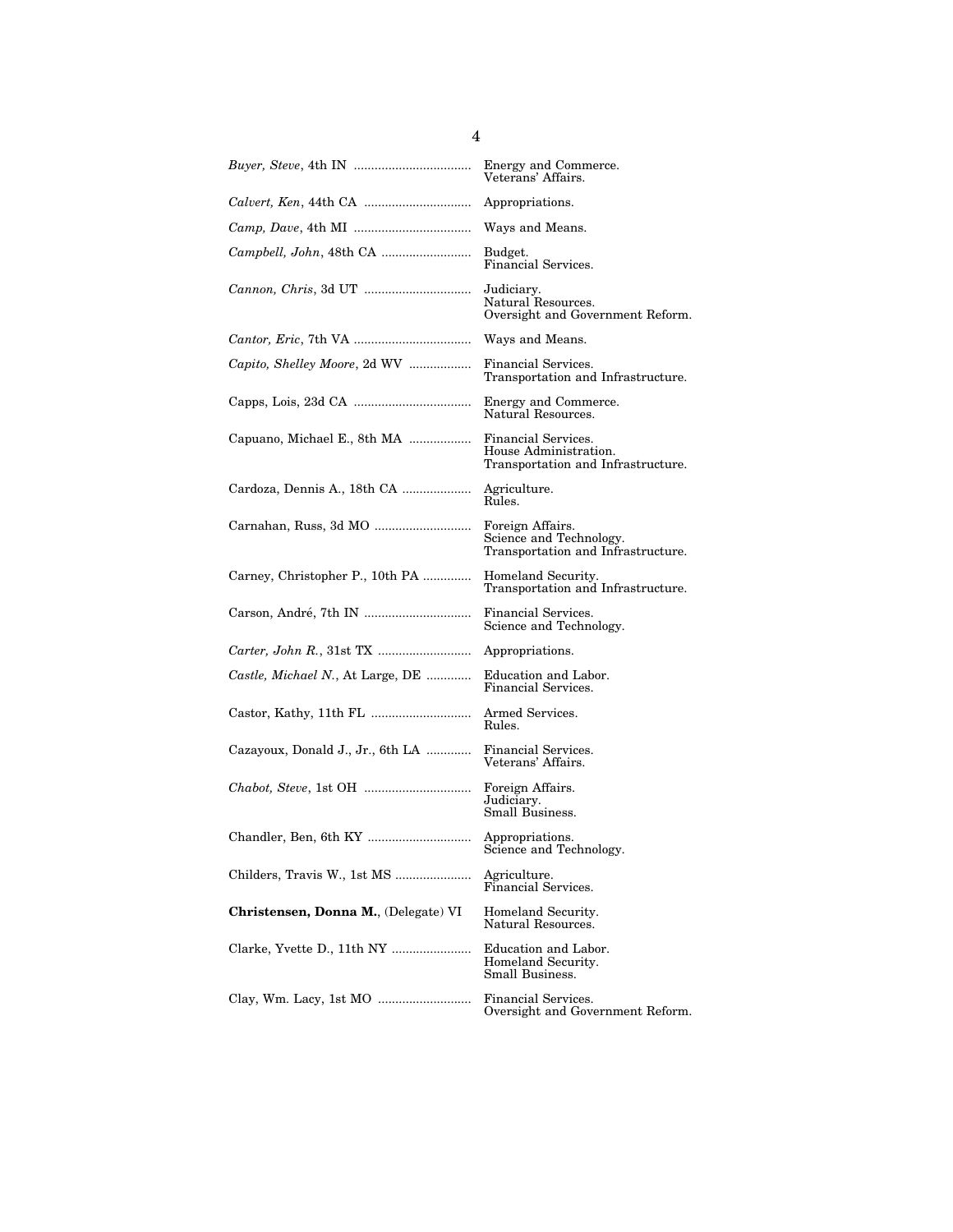| | |
|---|---|
| *Buyer, Steve*, 4th IN | Energy and Commerce.<br>Veterans' Affairs. |
| *Calvert, Ken*, 44th CA | Appropriations. |
| *Camp, Dave*, 4th MI | Ways and Means. |
| *Campbell, John*, 48th CA | Budget.<br>Financial Services. |
| *Cannon, Chris*, 3d UT | Judiciary.<br>Natural Resources.<br>Oversight and Government Reform. |
| *Cantor, Eric*, 7th VA | Ways and Means. |
| *Capito, Shelley Moore*, 2d WV | Financial Services.<br>Transportation and Infrastructure. |
| Capps, Lois, 23d CA | Energy and Commerce.<br>Natural Resources. |
| Capuano, Michael E., 8th MA | Financial Services.<br>House Administration.<br>Transportation and Infrastructure. |
| Cardoza, Dennis A., 18th CA | Agriculture.<br>Rules. |
| Carnahan, Russ, 3d MO | Foreign Affairs.<br>Science and Technology.<br>Transportation and Infrastructure. |
| Carney, Christopher P., 10th PA | Homeland Security.<br>Transportation and Infrastructure. |
| Carson, André, 7th IN | Financial Services.<br>Science and Technology. |
| *Carter, John R.*, 31st TX | Appropriations. |
| *Castle, Michael N.*, At Large, DE | Education and Labor.<br>Financial Services. |
| Castor, Kathy, 11th FL | Armed Services.<br>Rules. |
| Cazayoux, Donald J., Jr., 6th LA | Financial Services.<br>Veterans' Affairs. |
| *Chabot, Steve*, 1st OH | Foreign Affairs.<br>Judiciary.<br>Small Business. |
| Chandler, Ben, 6th KY | Appropriations.<br>Science and Technology. |
| Childers, Travis W., 1st MS | Agriculture.<br>Financial Services. |
| **Christensen, Donna M.**, (Delegate) VI | Homeland Security.<br>Natural Resources. |
| Clarke, Yvette D., 11th NY | Education and Labor.<br>Homeland Security.<br>Small Business. |
| Clay, Wm. Lacy, 1st MO | Financial Services.<br>Oversight and Government Reform. |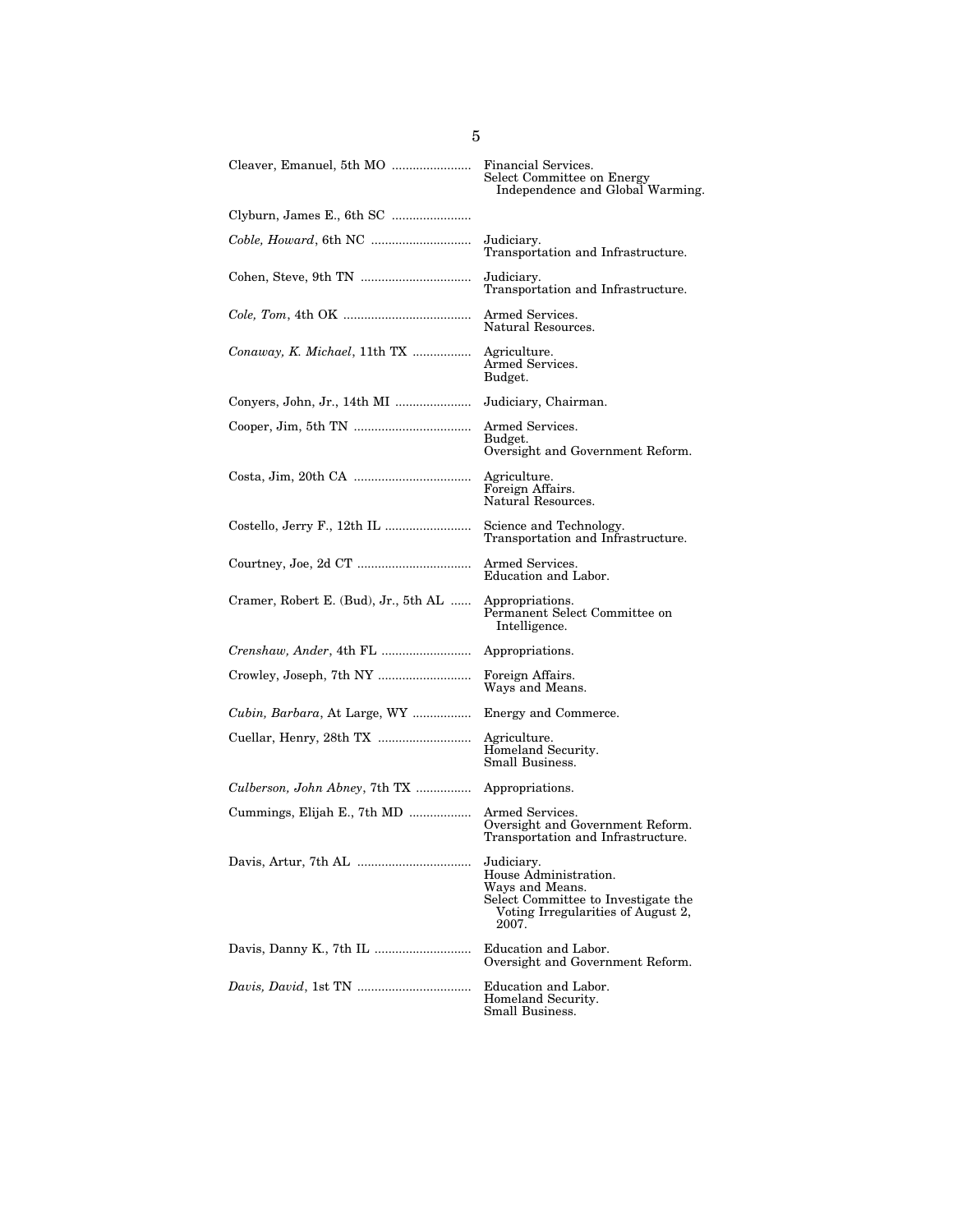| Member | Committees |
|---|---|
| Cleaver, Emanuel, 5th MO | Financial Services.<br>Select Committee on Energy Independence and Global Warming. |
| Clyburn, James E., 6th SC | |
| *Coble, Howard*, 6th NC | Judiciary.<br>Transportation and Infrastructure. |
| Cohen, Steve, 9th TN | Judiciary.<br>Transportation and Infrastructure. |
| *Cole, Tom*, 4th OK | Armed Services.<br>Natural Resources. |
| *Conaway, K. Michael*, 11th TX | Agriculture.<br>Armed Services.<br>Budget. |
| Conyers, John, Jr., 14th MI | Judiciary, Chairman. |
| Cooper, Jim, 5th TN | Armed Services.<br>Budget.<br>Oversight and Government Reform. |
| Costa, Jim, 20th CA | Agriculture.<br>Foreign Affairs.<br>Natural Resources. |
| Costello, Jerry F., 12th IL | Science and Technology.<br>Transportation and Infrastructure. |
| Courtney, Joe, 2d CT | Armed Services.<br>Education and Labor. |
| Cramer, Robert E. (Bud), Jr., 5th AL | Appropriations.<br>Permanent Select Committee on Intelligence. |
| *Crenshaw, Ander*, 4th FL | Appropriations. |
| Crowley, Joseph, 7th NY | Foreign Affairs.<br>Ways and Means. |
| *Cubin, Barbara*, At Large, WY | Energy and Commerce. |
| Cuellar, Henry, 28th TX | Agriculture.<br>Homeland Security.<br>Small Business. |
| *Culberson, John Abney*, 7th TX | Appropriations. |
| Cummings, Elijah E., 7th MD | Armed Services.<br>Oversight and Government Reform.<br>Transportation and Infrastructure. |
| Davis, Artur, 7th AL | Judiciary.<br>House Administration.<br>Ways and Means.<br>Select Committee to Investigate the Voting Irregularities of August 2, 2007. |
| Davis, Danny K., 7th IL | Education and Labor.<br>Oversight and Government Reform. |
| *Davis, David*, 1st TN | Education and Labor.<br>Homeland Security.<br>Small Business. |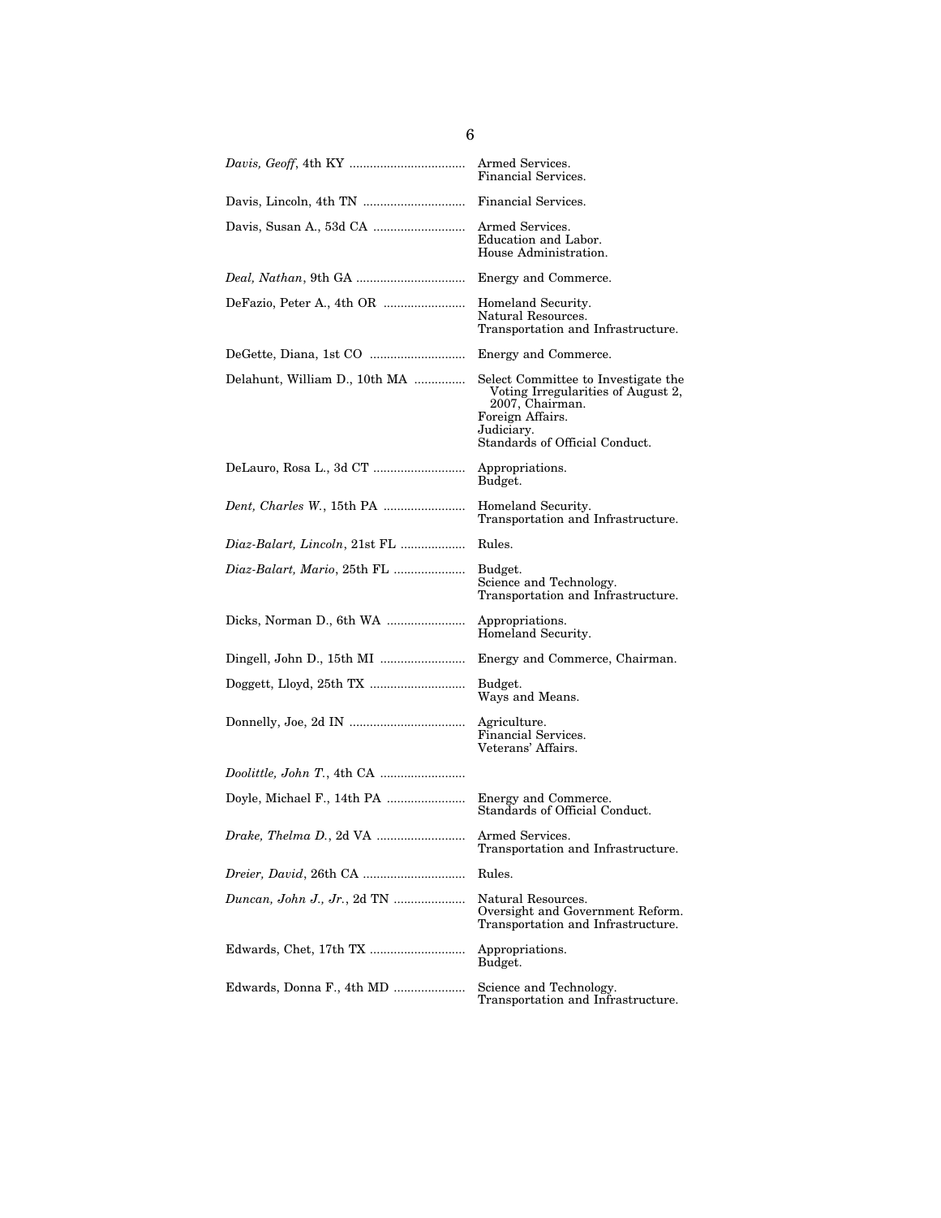| Member | Committees |
|---|---|
| *Davis, Geoff*, 4th KY | Armed Services.<br>Financial Services. |
| Davis, Lincoln, 4th TN | Financial Services. |
| Davis, Susan A., 53d CA | Armed Services.<br>Education and Labor.<br>House Administration. |
| *Deal, Nathan*, 9th GA | Energy and Commerce. |
| DeFazio, Peter A., 4th OR | Homeland Security.<br>Natural Resources.<br>Transportation and Infrastructure. |
| DeGette, Diana, 1st CO | Energy and Commerce. |
| Delahunt, William D., 10th MA | Select Committee to Investigate the Voting Irregularities of August 2, 2007, Chairman.<br>Foreign Affairs.<br>Judiciary.<br>Standards of Official Conduct. |
| DeLauro, Rosa L., 3d CT | Appropriations.<br>Budget. |
| *Dent, Charles W.*, 15th PA | Homeland Security.<br>Transportation and Infrastructure. |
| *Diaz-Balart, Lincoln*, 21st FL | Rules. |
| *Diaz-Balart, Mario*, 25th FL | Budget.<br>Science and Technology.<br>Transportation and Infrastructure. |
| Dicks, Norman D., 6th WA | Appropriations.<br>Homeland Security. |
| Dingell, John D., 15th MI | Energy and Commerce, Chairman. |
| Doggett, Lloyd, 25th TX | Budget.<br>Ways and Means. |
| Donnelly, Joe, 2d IN | Agriculture.<br>Financial Services.<br>Veterans' Affairs. |
| *Doolittle, John T.*, 4th CA | |
| Doyle, Michael F., 14th PA | Energy and Commerce.<br>Standards of Official Conduct. |
| *Drake, Thelma D.*, 2d VA | Armed Services.<br>Transportation and Infrastructure. |
| *Dreier, David*, 26th CA | Rules. |
| *Duncan, John J., Jr.*, 2d TN | Natural Resources.<br>Oversight and Government Reform.<br>Transportation and Infrastructure. |
| Edwards, Chet, 17th TX | Appropriations.<br>Budget. |
| Edwards, Donna F., 4th MD | Science and Technology.<br>Transportation and Infrastructure. |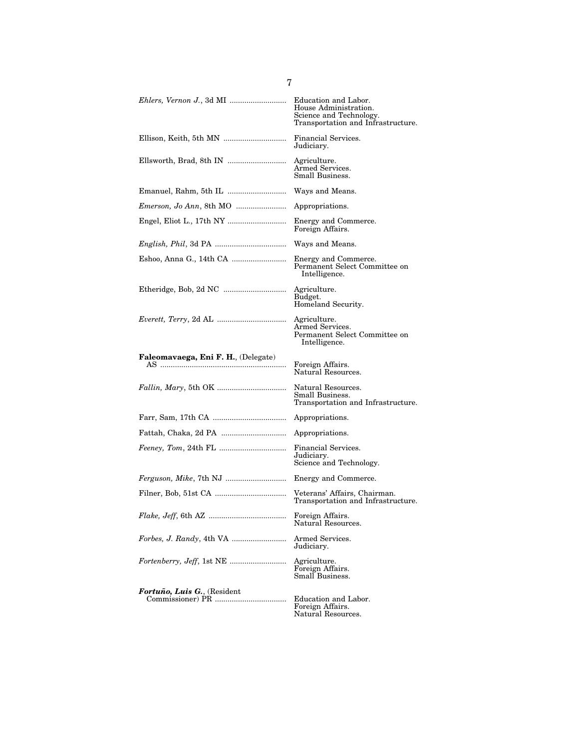| | |
|---|---|
| *Ehlers, Vernon J.*, 3d MI | Education and Labor.<br>House Administration.<br>Science and Technology.<br>Transportation and Infrastructure. |
| Ellison, Keith, 5th MN | Financial Services.<br>Judiciary. |
| Ellsworth, Brad, 8th IN | Agriculture.<br>Armed Services.<br>Small Business. |
| Emanuel, Rahm, 5th IL | Ways and Means. |
| *Emerson, Jo Ann*, 8th MO | Appropriations. |
| Engel, Eliot L., 17th NY | Energy and Commerce.<br>Foreign Affairs. |
| *English, Phil*, 3d PA | Ways and Means. |
| Eshoo, Anna G., 14th CA | Energy and Commerce.<br>Permanent Select Committee on Intelligence. |
| Etheridge, Bob, 2d NC | Agriculture.<br>Budget.<br>Homeland Security. |
| *Everett, Terry*, 2d AL | Agriculture.<br>Armed Services.<br>Permanent Select Committee on Intelligence. |
| **Faleomavaega, Eni F. H.**, (Delegate) AS | Foreign Affairs.<br>Natural Resources. |
| *Fallin, Mary*, 5th OK | Natural Resources.<br>Small Business.<br>Transportation and Infrastructure. |
| Farr, Sam, 17th CA | Appropriations. |
| Fattah, Chaka, 2d PA | Appropriations. |
| *Feeney, Tom*, 24th FL | Financial Services.<br>Judiciary.<br>Science and Technology. |
| *Ferguson, Mike*, 7th NJ | Energy and Commerce. |
| Filner, Bob, 51st CA | Veterans' Affairs, Chairman.<br>Transportation and Infrastructure. |
| *Flake, Jeff*, 6th AZ | Foreign Affairs.<br>Natural Resources. |
| *Forbes, J. Randy*, 4th VA | Armed Services.<br>Judiciary. |
| *Fortenberry, Jeff*, 1st NE | Agriculture.<br>Foreign Affairs.<br>Small Business. |
| ***Fortuño, Luis G.***, (Resident Commissioner) PR | Education and Labor.<br>Foreign Affairs.<br>Natural Resources. |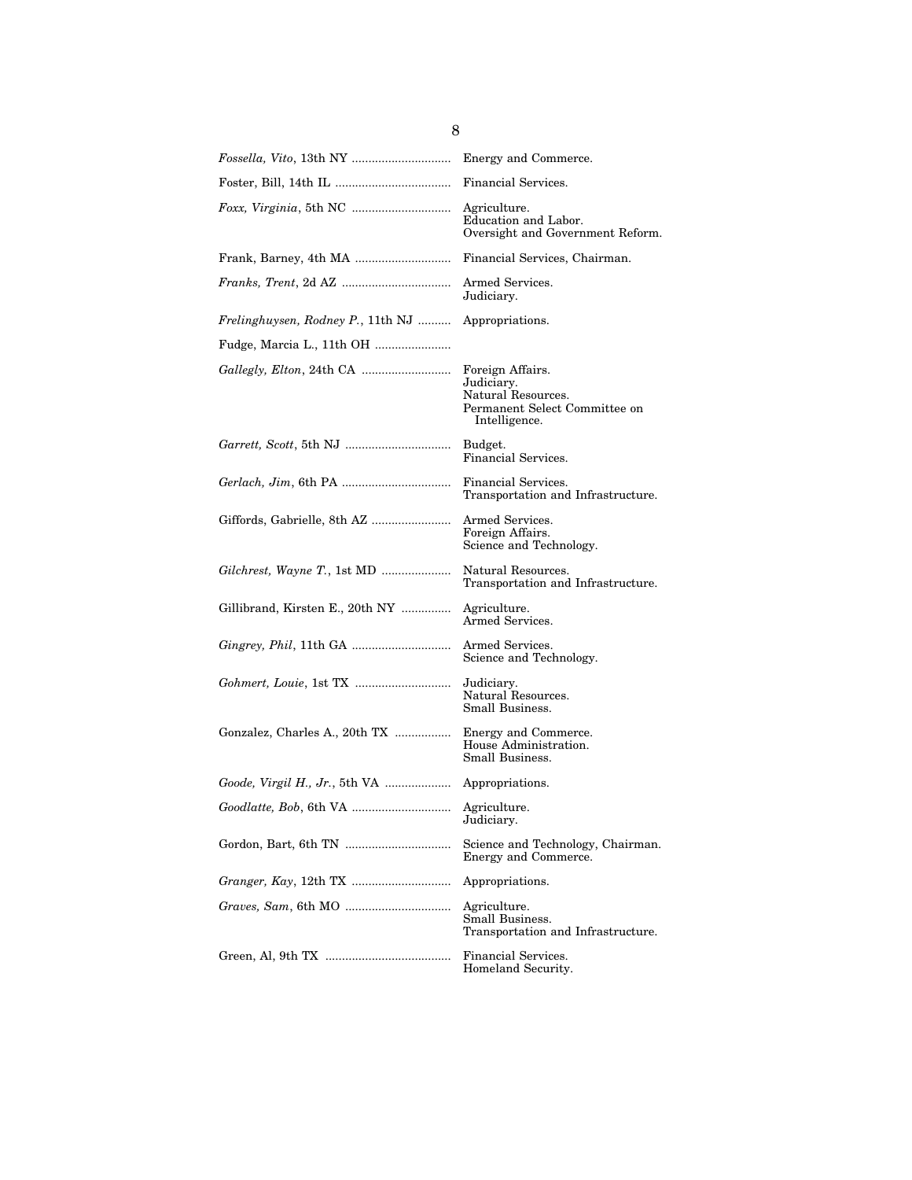| Member | Committees |
|---|---|
| *Fossella, Vito*, 13th NY | Energy and Commerce. |
| Foster, Bill, 14th IL | Financial Services. |
| *Foxx, Virginia*, 5th NC | Agriculture.<br>Education and Labor.<br>Oversight and Government Reform. |
| Frank, Barney, 4th MA | Financial Services, Chairman. |
| *Franks, Trent*, 2d AZ | Armed Services.<br>Judiciary. |
| *Frelinghuysen, Rodney P.*, 11th NJ | Appropriations. |
| Fudge, Marcia L., 11th OH | |
| *Gallegly, Elton*, 24th CA | Foreign Affairs.<br>Judiciary.<br>Natural Resources.<br>Permanent Select Committee on Intelligence. |
| *Garrett, Scott*, 5th NJ | Budget.<br>Financial Services. |
| *Gerlach, Jim*, 6th PA | Financial Services.<br>Transportation and Infrastructure. |
| Giffords, Gabrielle, 8th AZ | Armed Services.<br>Foreign Affairs.<br>Science and Technology. |
| *Gilchrest, Wayne T.*, 1st MD | Natural Resources.<br>Transportation and Infrastructure. |
| Gillibrand, Kirsten E., 20th NY | Agriculture.<br>Armed Services. |
| *Gingrey, Phil*, 11th GA | Armed Services.<br>Science and Technology. |
| *Gohmert, Louie*, 1st TX | Judiciary.<br>Natural Resources.<br>Small Business. |
| Gonzalez, Charles A., 20th TX | Energy and Commerce.<br>House Administration.<br>Small Business. |
| *Goode, Virgil H., Jr.*, 5th VA | Appropriations. |
| *Goodlatte, Bob*, 6th VA | Agriculture.<br>Judiciary. |
| Gordon, Bart, 6th TN | Science and Technology, Chairman.<br>Energy and Commerce. |
| *Granger, Kay*, 12th TX | Appropriations. |
| *Graves, Sam*, 6th MO | Agriculture.<br>Small Business.<br>Transportation and Infrastructure. |
| Green, Al, 9th TX | Financial Services.<br>Homeland Security. |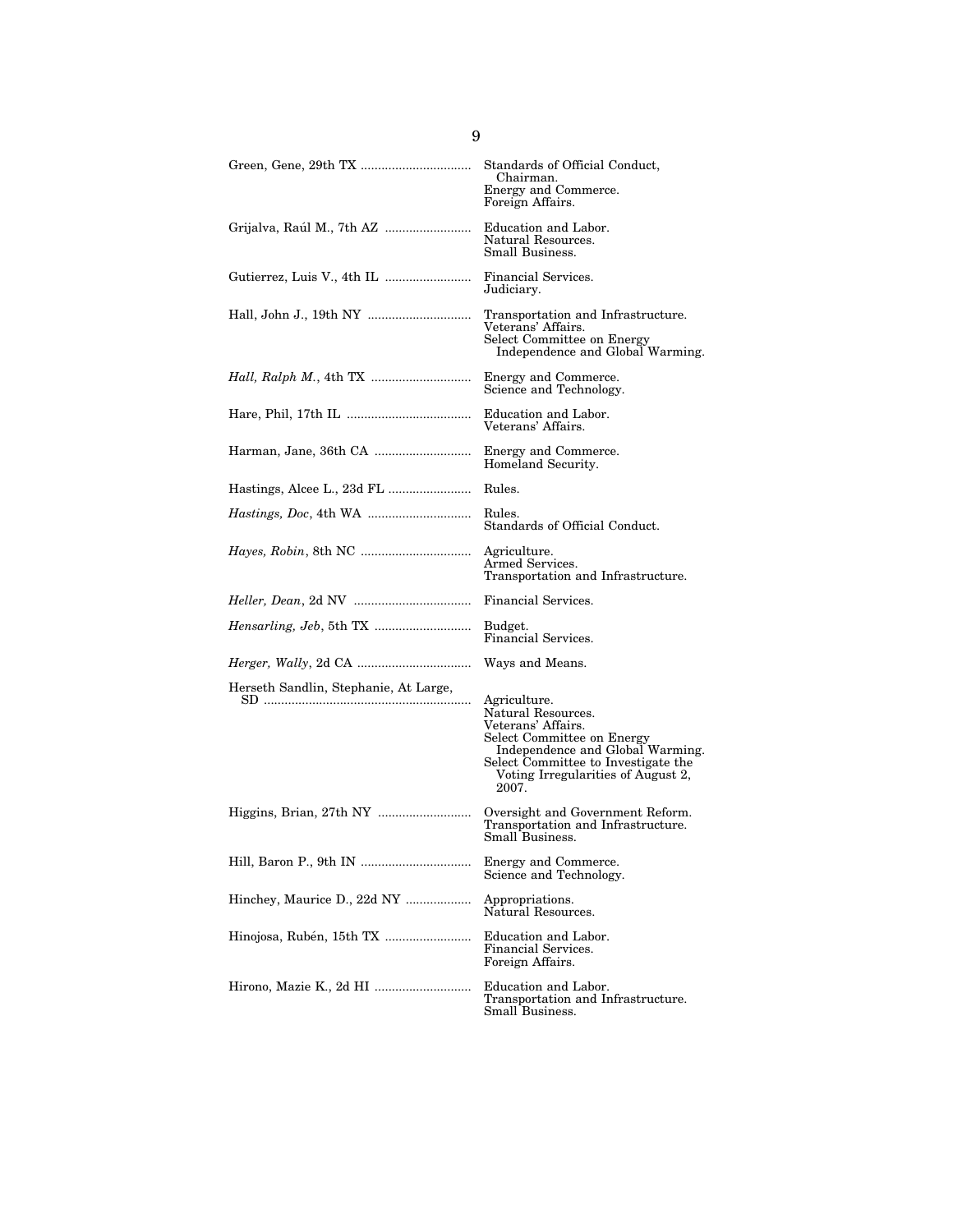| Member | Committees |
| --- | --- |
| Green, Gene, 29th TX | Standards of Official Conduct, Chairman.<br>Energy and Commerce.<br>Foreign Affairs. |
| Grijalva, Raúl M., 7th AZ | Education and Labor.<br>Natural Resources.<br>Small Business. |
| Gutierrez, Luis V., 4th IL | Financial Services.<br>Judiciary. |
| Hall, John J., 19th NY | Transportation and Infrastructure.<br>Veterans' Affairs.<br>Select Committee on Energy Independence and Global Warming. |
| *Hall, Ralph M.*, 4th TX | Energy and Commerce.<br>Science and Technology. |
| Hare, Phil, 17th IL | Education and Labor.<br>Veterans' Affairs. |
| Harman, Jane, 36th CA | Energy and Commerce.<br>Homeland Security. |
| Hastings, Alcee L., 23d FL | Rules. |
| *Hastings, Doc*, 4th WA | Rules.<br>Standards of Official Conduct. |
| *Hayes, Robin*, 8th NC | Agriculture.<br>Armed Services.<br>Transportation and Infrastructure. |
| *Heller, Dean*, 2d NV | Financial Services. |
| *Hensarling, Jeb*, 5th TX | Budget.<br>Financial Services. |
| *Herger, Wally*, 2d CA | Ways and Means. |
| Herseth Sandlin, Stephanie, At Large, SD | Agriculture.<br>Natural Resources.<br>Veterans' Affairs.<br>Select Committee on Energy Independence and Global Warming.<br>Select Committee to Investigate the Voting Irregularities of August 2, 2007. |
| Higgins, Brian, 27th NY | Oversight and Government Reform.<br>Transportation and Infrastructure.<br>Small Business. |
| Hill, Baron P., 9th IN | Energy and Commerce.<br>Science and Technology. |
| Hinchey, Maurice D., 22d NY | Appropriations.<br>Natural Resources. |
| Hinojosa, Rubén, 15th TX | Education and Labor.<br>Financial Services.<br>Foreign Affairs. |
| Hirono, Mazie K., 2d HI | Education and Labor.<br>Transportation and Infrastructure.<br>Small Business. |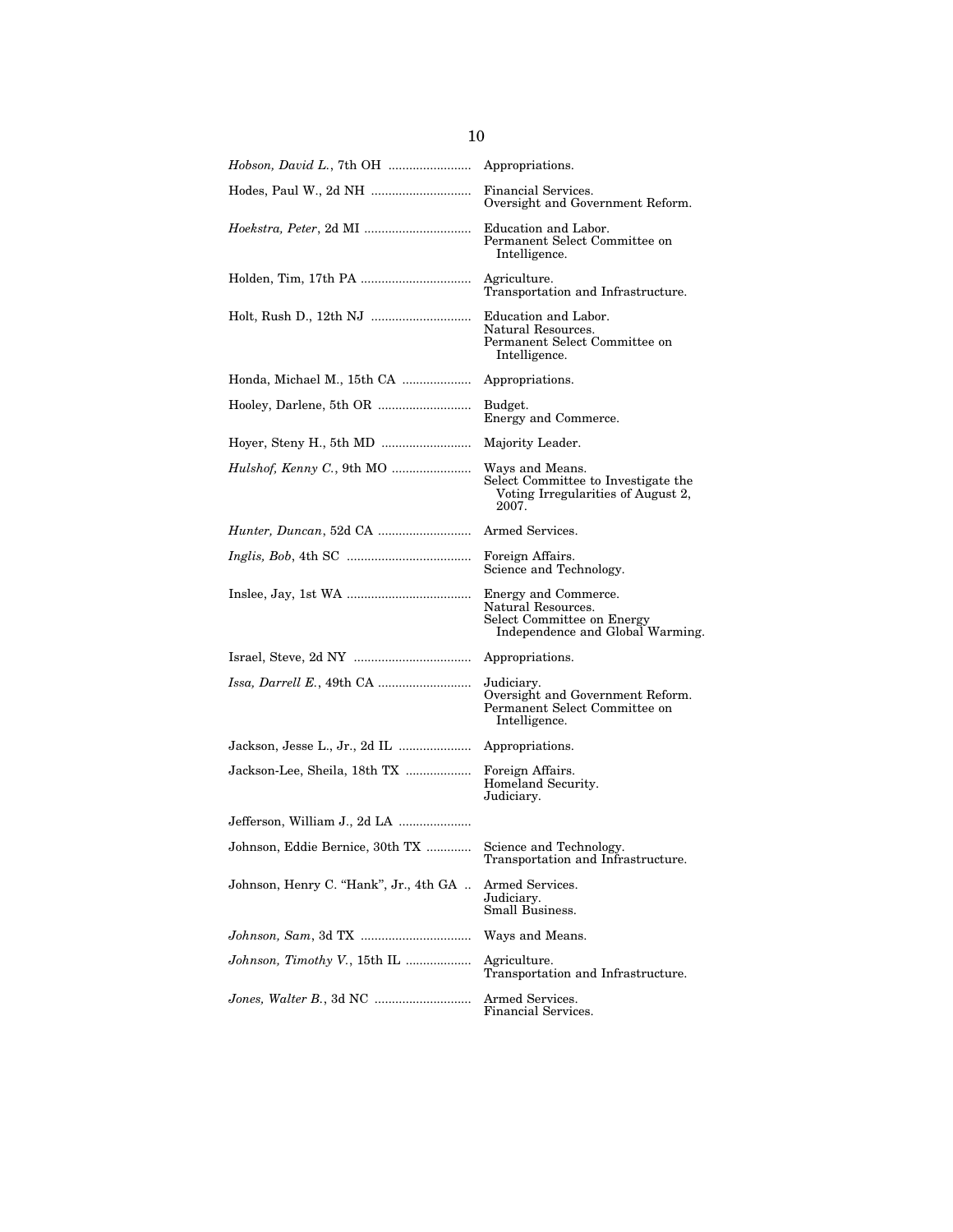| | |
|---|---|
| *Hobson, David L.*, 7th OH | Appropriations. |
| Hodes, Paul W., 2d NH | Financial Services.<br>Oversight and Government Reform. |
| *Hoekstra, Peter*, 2d MI | Education and Labor.<br>Permanent Select Committee on Intelligence. |
| Holden, Tim, 17th PA | Agriculture.<br>Transportation and Infrastructure. |
| Holt, Rush D., 12th NJ | Education and Labor.<br>Natural Resources.<br>Permanent Select Committee on Intelligence. |
| Honda, Michael M., 15th CA | Appropriations. |
| Hooley, Darlene, 5th OR | Budget.<br>Energy and Commerce. |
| Hoyer, Steny H., 5th MD | Majority Leader. |
| *Hulshof, Kenny C.*, 9th MO | Ways and Means.<br>Select Committee to Investigate the Voting Irregularities of August 2, 2007. |
| *Hunter, Duncan*, 52d CA | Armed Services. |
| *Inglis, Bob*, 4th SC | Foreign Affairs.<br>Science and Technology. |
| Inslee, Jay, 1st WA | Energy and Commerce.<br>Natural Resources.<br>Select Committee on Energy Independence and Global Warming. |
| Israel, Steve, 2d NY | Appropriations. |
| *Issa, Darrell E.*, 49th CA | Judiciary.<br>Oversight and Government Reform.<br>Permanent Select Committee on Intelligence. |
| Jackson, Jesse L., Jr., 2d IL | Appropriations. |
| Jackson-Lee, Sheila, 18th TX | Foreign Affairs.<br>Homeland Security.<br>Judiciary. |
| Jefferson, William J., 2d LA | |
| Johnson, Eddie Bernice, 30th TX | Science and Technology.<br>Transportation and Infrastructure. |
| Johnson, Henry C. "Hank", Jr., 4th GA | Armed Services.<br>Judiciary.<br>Small Business. |
| *Johnson, Sam*, 3d TX | Ways and Means. |
| *Johnson, Timothy V.*, 15th IL | Agriculture.<br>Transportation and Infrastructure. |
| *Jones, Walter B.*, 3d NC | Armed Services.<br>Financial Services. |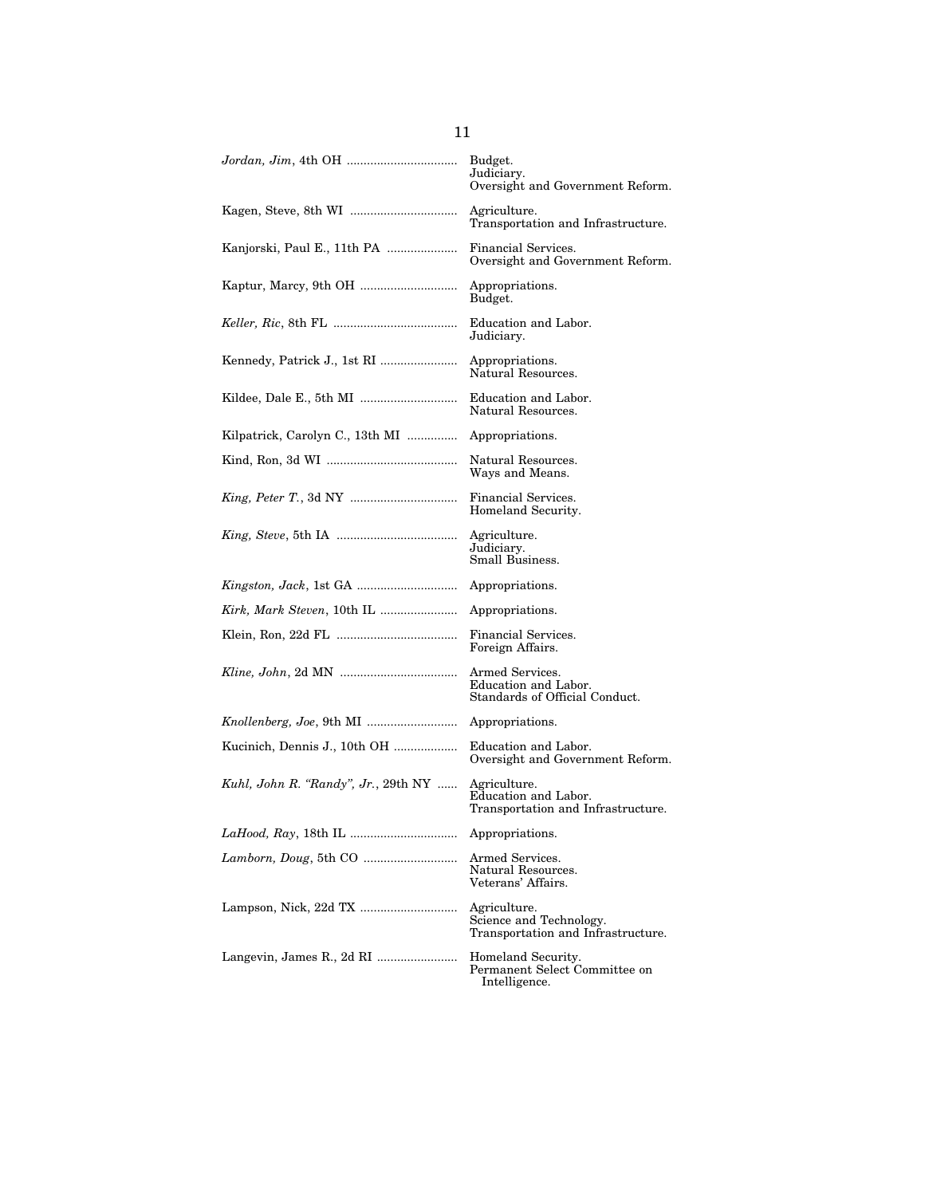| Member | Committees |
|---|---|
| *Jordan, Jim*, 4th OH | Budget.<br>Judiciary.<br>Oversight and Government Reform. |
| Kagen, Steve, 8th WI | Agriculture.<br>Transportation and Infrastructure. |
| Kanjorski, Paul E., 11th PA | Financial Services.<br>Oversight and Government Reform. |
| Kaptur, Marcy, 9th OH | Appropriations.<br>Budget. |
| *Keller, Ric*, 8th FL | Education and Labor.<br>Judiciary. |
| Kennedy, Patrick J., 1st RI | Appropriations.<br>Natural Resources. |
| Kildee, Dale E., 5th MI | Education and Labor.<br>Natural Resources. |
| Kilpatrick, Carolyn C., 13th MI | Appropriations. |
| Kind, Ron, 3d WI | Natural Resources.<br>Ways and Means. |
| *King, Peter T.*, 3d NY | Financial Services.<br>Homeland Security. |
| *King, Steve*, 5th IA | Agriculture.<br>Judiciary.<br>Small Business. |
| *Kingston, Jack*, 1st GA | Appropriations. |
| *Kirk, Mark Steven*, 10th IL | Appropriations. |
| Klein, Ron, 22d FL | Financial Services.<br>Foreign Affairs. |
| *Kline, John*, 2d MN | Armed Services.<br>Education and Labor.<br>Standards of Official Conduct. |
| *Knollenberg, Joe*, 9th MI | Appropriations. |
| Kucinich, Dennis J., 10th OH | Education and Labor.<br>Oversight and Government Reform. |
| *Kuhl, John R. "Randy", Jr.*, 29th NY | Agriculture.<br>Education and Labor.<br>Transportation and Infrastructure. |
| *LaHood, Ray*, 18th IL | Appropriations. |
| *Lamborn, Doug*, 5th CO | Armed Services.<br>Natural Resources.<br>Veterans' Affairs. |
| Lampson, Nick, 22d TX | Agriculture.<br>Science and Technology.<br>Transportation and Infrastructure. |
| Langevin, James R., 2d RI | Homeland Security.<br>Permanent Select Committee on Intelligence. |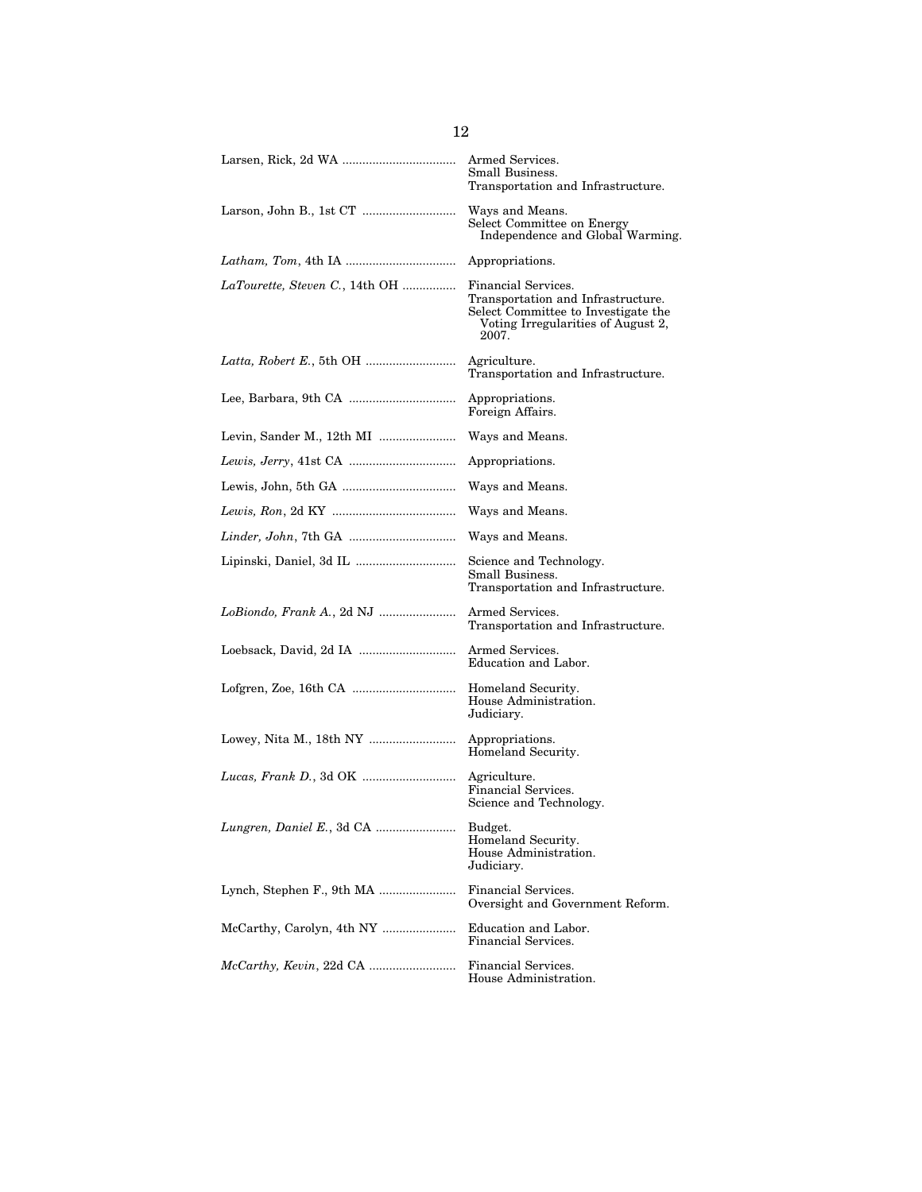| Member | Committees |
|---|---|
| Larsen, Rick, 2d WA | Armed Services.<br>Small Business.<br>Transportation and Infrastructure. |
| Larson, John B., 1st CT | Ways and Means.<br>Select Committee on Energy Independence and Global Warming. |
| *Latham, Tom*, 4th IA | Appropriations. |
| *LaTourette, Steven C.*, 14th OH | Financial Services.<br>Transportation and Infrastructure.<br>Select Committee to Investigate the Voting Irregularities of August 2, 2007. |
| *Latta, Robert E.*, 5th OH | Agriculture.<br>Transportation and Infrastructure. |
| Lee, Barbara, 9th CA | Appropriations.<br>Foreign Affairs. |
| Levin, Sander M., 12th MI | Ways and Means. |
| *Lewis, Jerry*, 41st CA | Appropriations. |
| Lewis, John, 5th GA | Ways and Means. |
| *Lewis, Ron*, 2d KY | Ways and Means. |
| *Linder, John*, 7th GA | Ways and Means. |
| Lipinski, Daniel, 3d IL | Science and Technology.<br>Small Business.<br>Transportation and Infrastructure. |
| *LoBiondo, Frank A.*, 2d NJ | Armed Services.<br>Transportation and Infrastructure. |
| Loebsack, David, 2d IA | Armed Services.<br>Education and Labor. |
| Lofgren, Zoe, 16th CA | Homeland Security.<br>House Administration.<br>Judiciary. |
| Lowey, Nita M., 18th NY | Appropriations.<br>Homeland Security. |
| *Lucas, Frank D.*, 3d OK | Agriculture.<br>Financial Services.<br>Science and Technology. |
| *Lungren, Daniel E.*, 3d CA | Budget.<br>Homeland Security.<br>House Administration.<br>Judiciary. |
| Lynch, Stephen F., 9th MA | Financial Services.<br>Oversight and Government Reform. |
| McCarthy, Carolyn, 4th NY | Education and Labor.<br>Financial Services. |
| *McCarthy, Kevin*, 22d CA | Financial Services.<br>House Administration. |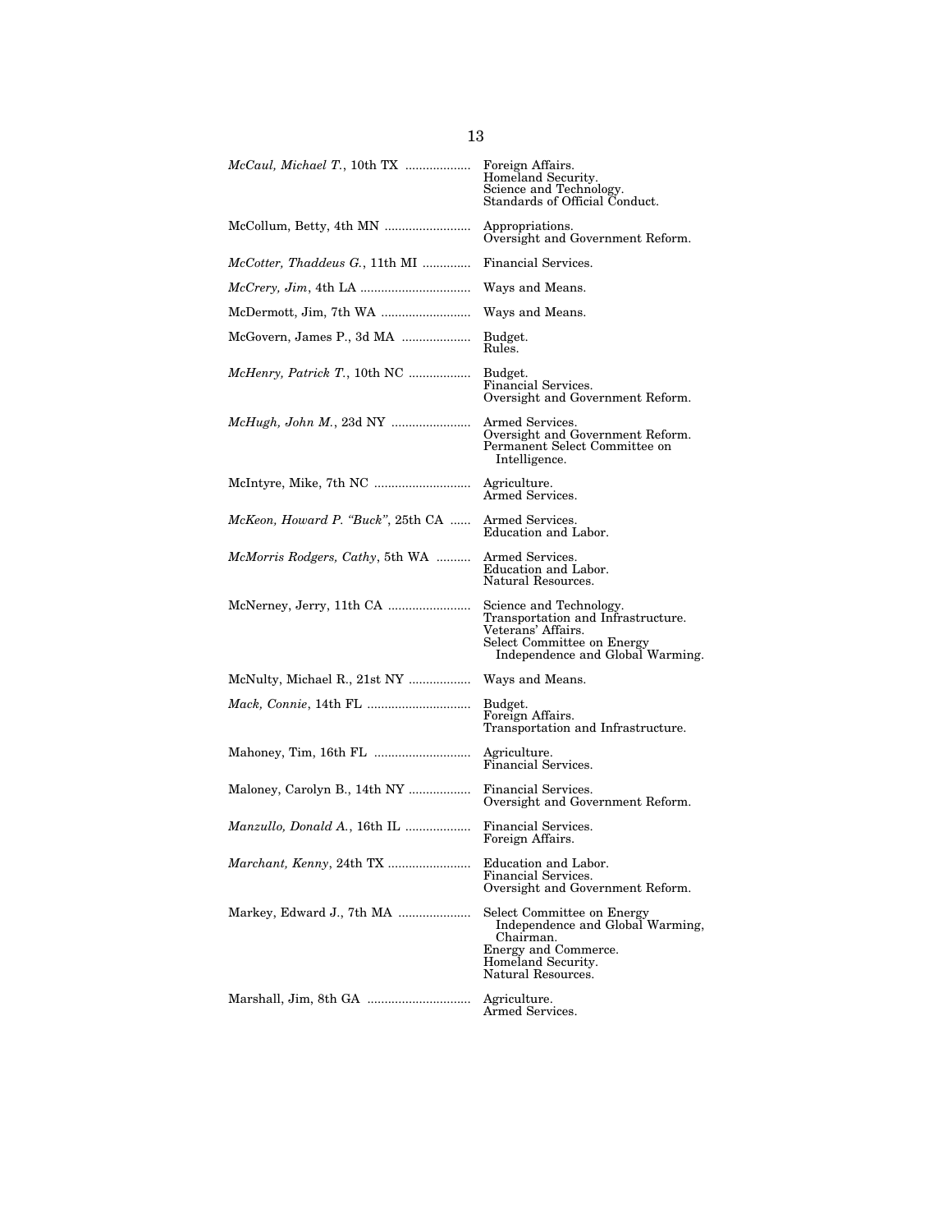| Member | Committees |
|---|---|
| *McCaul, Michael T.*, 10th TX | Foreign Affairs.<br>Homeland Security.<br>Science and Technology.<br>Standards of Official Conduct. |
| McCollum, Betty, 4th MN | Appropriations.<br>Oversight and Government Reform. |
| *McCotter, Thaddeus G.*, 11th MI | Financial Services. |
| *McCrery, Jim*, 4th LA | Ways and Means. |
| McDermott, Jim, 7th WA | Ways and Means. |
| McGovern, James P., 3d MA | Budget.<br>Rules. |
| *McHenry, Patrick T.*, 10th NC | Budget.<br>Financial Services.<br>Oversight and Government Reform. |
| *McHugh, John M.*, 23d NY | Armed Services.<br>Oversight and Government Reform.<br>Permanent Select Committee on Intelligence. |
| McIntyre, Mike, 7th NC | Agriculture.<br>Armed Services. |
| *McKeon, Howard P. "Buck"*, 25th CA | Armed Services.<br>Education and Labor. |
| *McMorris Rodgers, Cathy*, 5th WA | Armed Services.<br>Education and Labor.<br>Natural Resources. |
| McNerney, Jerry, 11th CA | Science and Technology.<br>Transportation and Infrastructure.<br>Veterans' Affairs.<br>Select Committee on Energy Independence and Global Warming. |
| McNulty, Michael R., 21st NY | Ways and Means. |
| *Mack, Connie*, 14th FL | Budget.<br>Foreign Affairs.<br>Transportation and Infrastructure. |
| Mahoney, Tim, 16th FL | Agriculture.<br>Financial Services. |
| Maloney, Carolyn B., 14th NY | Financial Services.<br>Oversight and Government Reform. |
| *Manzullo, Donald A.*, 16th IL | Financial Services.<br>Foreign Affairs. |
| *Marchant, Kenny*, 24th TX | Education and Labor.<br>Financial Services.<br>Oversight and Government Reform. |
| Markey, Edward J., 7th MA | Select Committee on Energy Independence and Global Warming, Chairman.<br>Energy and Commerce.<br>Homeland Security.<br>Natural Resources. |
| Marshall, Jim, 8th GA | Agriculture.<br>Armed Services. |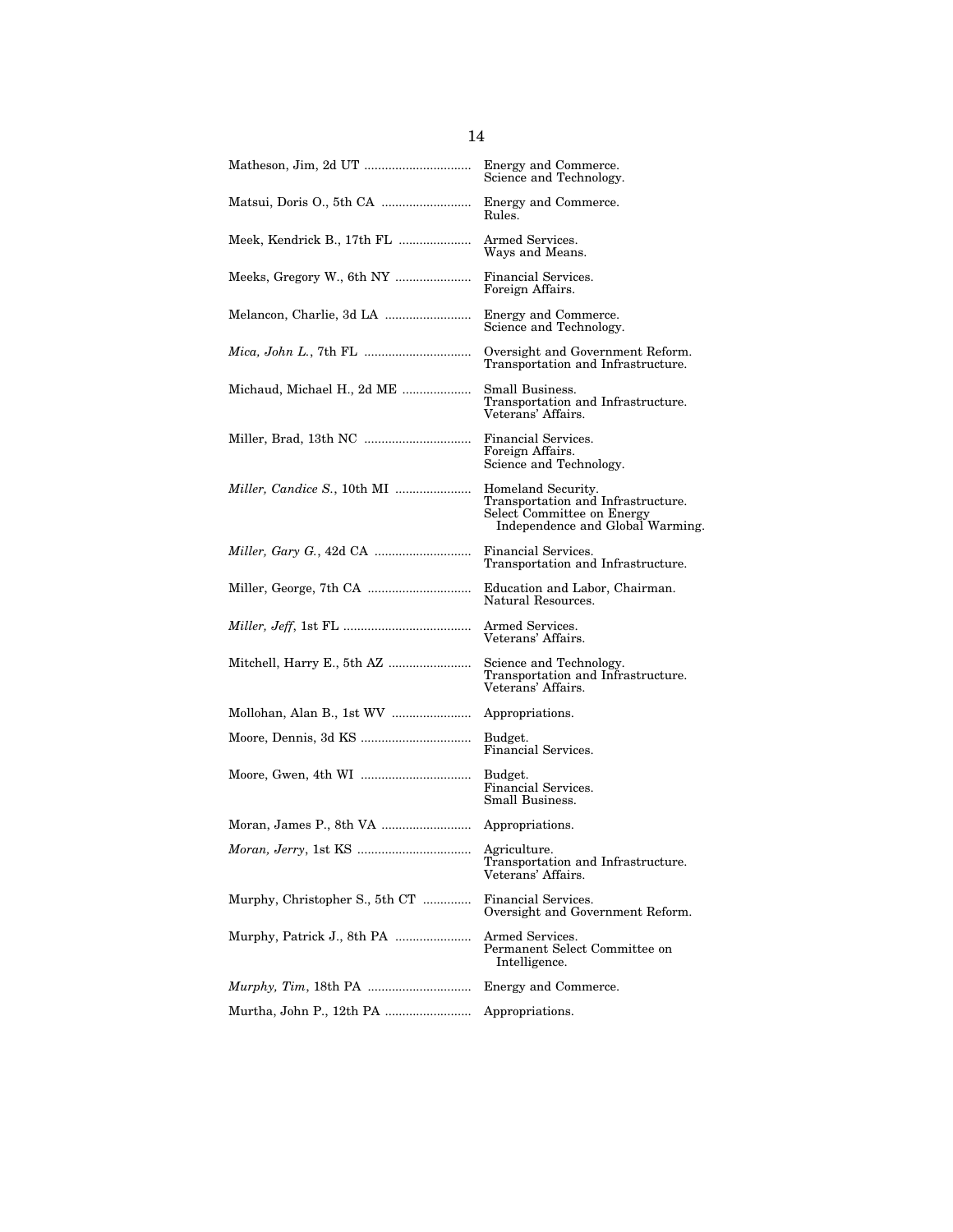| Member | Committees |
|---|---|
| Matheson, Jim, 2d UT | Energy and Commerce.<br>Science and Technology. |
| Matsui, Doris O., 5th CA | Energy and Commerce.<br>Rules. |
| Meek, Kendrick B., 17th FL | Armed Services.<br>Ways and Means. |
| Meeks, Gregory W., 6th NY | Financial Services.<br>Foreign Affairs. |
| Melancon, Charlie, 3d LA | Energy and Commerce.<br>Science and Technology. |
| *Mica, John L.*, 7th FL | Oversight and Government Reform.<br>Transportation and Infrastructure. |
| Michaud, Michael H., 2d ME | Small Business.<br>Transportation and Infrastructure.<br>Veterans' Affairs. |
| Miller, Brad, 13th NC | Financial Services.<br>Foreign Affairs.<br>Science and Technology. |
| *Miller, Candice S.*, 10th MI | Homeland Security.<br>Transportation and Infrastructure.<br>Select Committee on Energy Independence and Global Warming. |
| *Miller, Gary G.*, 42d CA | Financial Services.<br>Transportation and Infrastructure. |
| Miller, George, 7th CA | Education and Labor, Chairman.<br>Natural Resources. |
| *Miller, Jeff*, 1st FL | Armed Services.<br>Veterans' Affairs. |
| Mitchell, Harry E., 5th AZ | Science and Technology.<br>Transportation and Infrastructure.<br>Veterans' Affairs. |
| Mollohan, Alan B., 1st WV | Appropriations. |
| Moore, Dennis, 3d KS | Budget.<br>Financial Services. |
| Moore, Gwen, 4th WI | Budget.<br>Financial Services.<br>Small Business. |
| Moran, James P., 8th VA | Appropriations. |
| *Moran, Jerry*, 1st KS | Agriculture.<br>Transportation and Infrastructure.<br>Veterans' Affairs. |
| Murphy, Christopher S., 5th CT | Financial Services.<br>Oversight and Government Reform. |
| Murphy, Patrick J., 8th PA | Armed Services.<br>Permanent Select Committee on Intelligence. |
| *Murphy, Tim*, 18th PA | Energy and Commerce. |
| Murtha, John P., 12th PA | Appropriations. |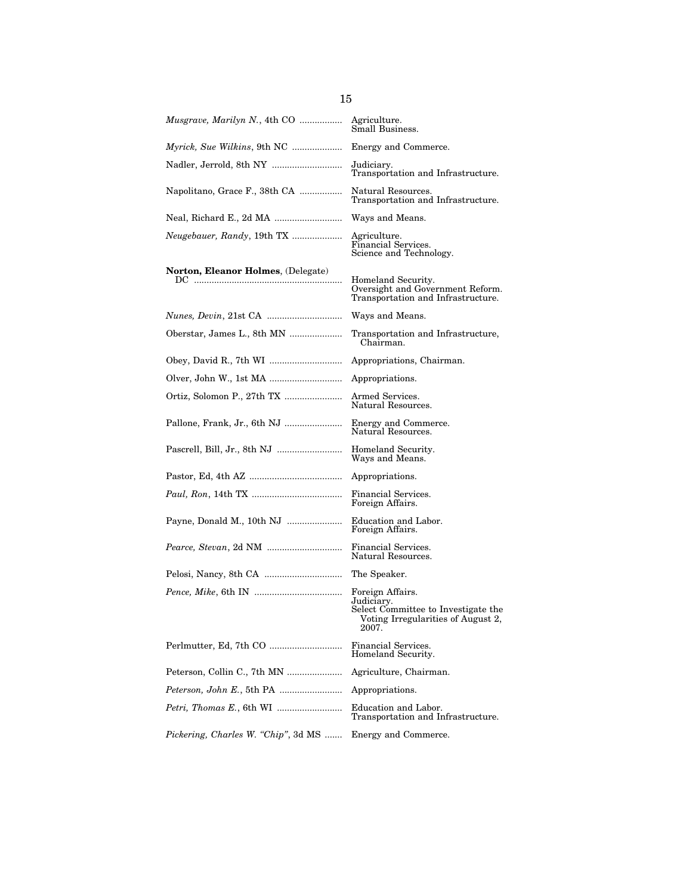| | |
|---|---|
| *Musgrave, Marilyn N.*, 4th CO | Agriculture.<br>Small Business. |
| *Myrick, Sue Wilkins*, 9th NC | Energy and Commerce. |
| Nadler, Jerrold, 8th NY | Judiciary.<br>Transportation and Infrastructure. |
| Napolitano, Grace F., 38th CA | Natural Resources.<br>Transportation and Infrastructure. |
| Neal, Richard E., 2d MA | Ways and Means. |
| *Neugebauer, Randy*, 19th TX | Agriculture.<br>Financial Services.<br>Science and Technology. |
| **Norton, Eleanor Holmes**, (Delegate) DC | Homeland Security.<br>Oversight and Government Reform.<br>Transportation and Infrastructure. |
| *Nunes, Devin*, 21st CA | Ways and Means. |
| Oberstar, James L., 8th MN | Transportation and Infrastructure, Chairman. |
| Obey, David R., 7th WI | Appropriations, Chairman. |
| Olver, John W., 1st MA | Appropriations. |
| Ortiz, Solomon P., 27th TX | Armed Services.<br>Natural Resources. |
| Pallone, Frank, Jr., 6th NJ | Energy and Commerce.<br>Natural Resources. |
| Pascrell, Bill, Jr., 8th NJ | Homeland Security.<br>Ways and Means. |
| Pastor, Ed, 4th AZ | Appropriations. |
| *Paul, Ron*, 14th TX | Financial Services.<br>Foreign Affairs. |
| Payne, Donald M., 10th NJ | Education and Labor.<br>Foreign Affairs. |
| *Pearce, Stevan*, 2d NM | Financial Services.<br>Natural Resources. |
| Pelosi, Nancy, 8th CA | The Speaker. |
| *Pence, Mike*, 6th IN | Foreign Affairs.<br>Judiciary.<br>Select Committee to Investigate the Voting Irregularities of August 2, 2007. |
| Perlmutter, Ed, 7th CO | Financial Services.<br>Homeland Security. |
| Peterson, Collin C., 7th MN | Agriculture, Chairman. |
| *Peterson, John E.*, 5th PA | Appropriations. |
| *Petri, Thomas E.*, 6th WI | Education and Labor.<br>Transportation and Infrastructure. |
| *Pickering, Charles W. "Chip"*, 3d MS | Energy and Commerce. |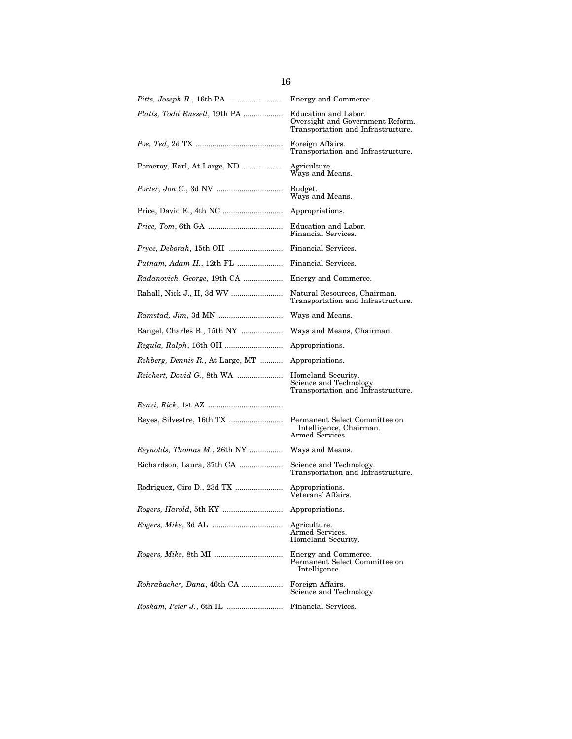| | |
|---|---|
| *Pitts, Joseph R.*, 16th PA | Energy and Commerce. |
| *Platts, Todd Russell*, 19th PA | Education and Labor.<br>Oversight and Government Reform.<br>Transportation and Infrastructure. |
| *Poe, Ted*, 2d TX | Foreign Affairs.<br>Transportation and Infrastructure. |
| Pomeroy, Earl, At Large, ND | Agriculture.<br>Ways and Means. |
| *Porter, Jon C.*, 3d NV | Budget.<br>Ways and Means. |
| Price, David E., 4th NC | Appropriations. |
| *Price, Tom*, 6th GA | Education and Labor.<br>Financial Services. |
| *Pryce, Deborah*, 15th OH | Financial Services. |
| *Putnam, Adam H.*, 12th FL | Financial Services. |
| *Radanovich, George*, 19th CA | Energy and Commerce. |
| Rahall, Nick J., II, 3d WV | Natural Resources, Chairman.<br>Transportation and Infrastructure. |
| *Ramstad, Jim*, 3d MN | Ways and Means. |
| Rangel, Charles B., 15th NY | Ways and Means, Chairman. |
| *Regula, Ralph*, 16th OH | Appropriations. |
| *Rehberg, Dennis R.*, At Large, MT | Appropriations. |
| *Reichert, David G.*, 8th WA | Homeland Security.<br>Science and Technology.<br>Transportation and Infrastructure. |
| *Renzi, Rick*, 1st AZ | |
| Reyes, Silvestre, 16th TX | Permanent Select Committee on Intelligence, Chairman.<br>Armed Services. |
| *Reynolds, Thomas M.*, 26th NY | Ways and Means. |
| Richardson, Laura, 37th CA | Science and Technology.<br>Transportation and Infrastructure. |
| Rodriguez, Ciro D., 23d TX | Appropriations.<br>Veterans' Affairs. |
| *Rogers, Harold*, 5th KY | Appropriations. |
| *Rogers, Mike*, 3d AL | Agriculture.<br>Armed Services.<br>Homeland Security. |
| *Rogers, Mike*, 8th MI | Energy and Commerce.<br>Permanent Select Committee on Intelligence. |
| *Rohrabacher, Dana*, 46th CA | Foreign Affairs.<br>Science and Technology. |
| *Roskam, Peter J.*, 6th IL | Financial Services. |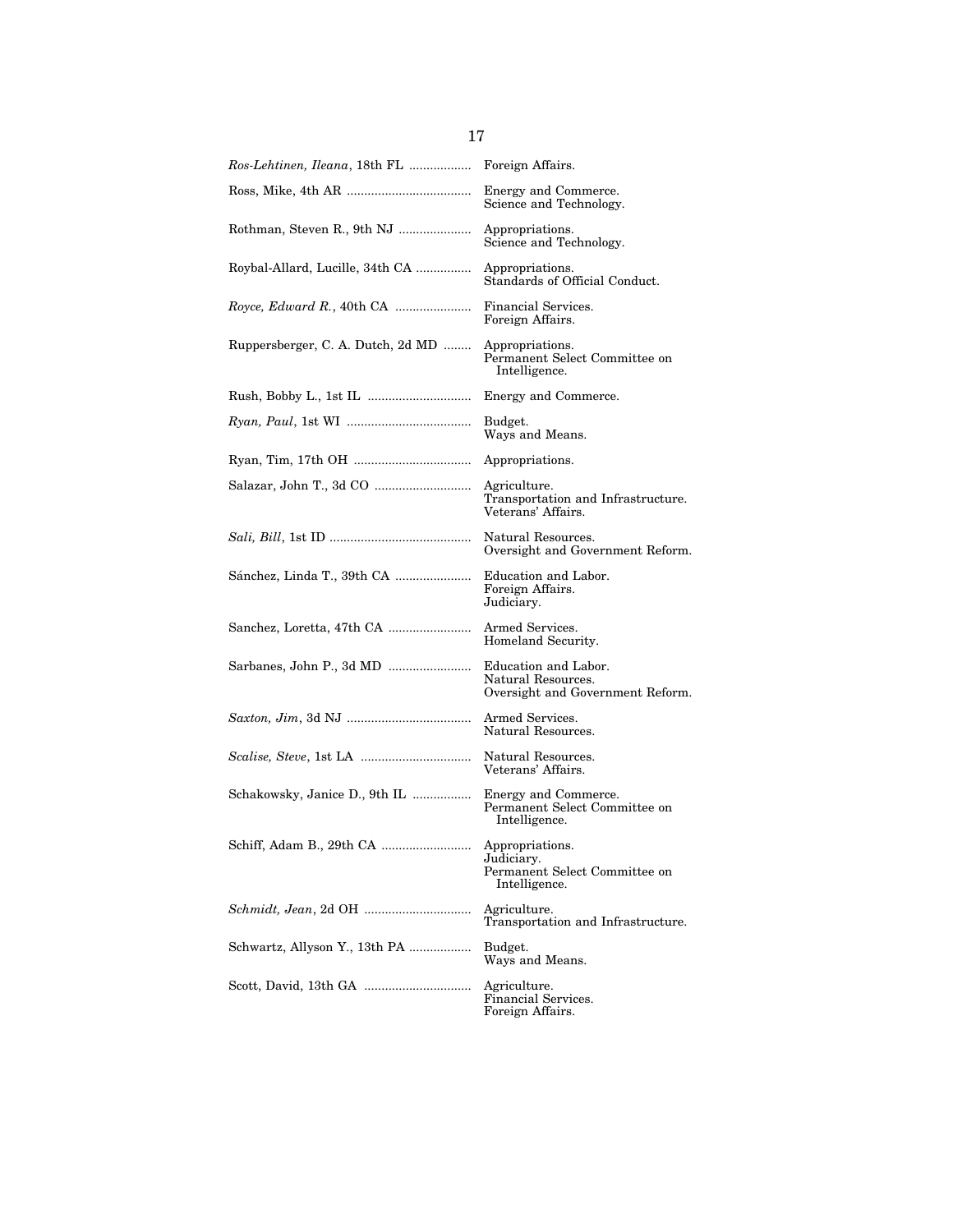| Member | Committees |
|---|---|
| *Ros-Lehtinen, Ileana*, 18th FL | Foreign Affairs. |
| Ross, Mike, 4th AR | Energy and Commerce.<br>Science and Technology. |
| Rothman, Steven R., 9th NJ | Appropriations.<br>Science and Technology. |
| Roybal-Allard, Lucille, 34th CA | Appropriations.<br>Standards of Official Conduct. |
| *Royce, Edward R.*, 40th CA | Financial Services.<br>Foreign Affairs. |
| Ruppersberger, C. A. Dutch, 2d MD | Appropriations.<br>Permanent Select Committee on Intelligence. |
| Rush, Bobby L., 1st IL | Energy and Commerce. |
| *Ryan, Paul*, 1st WI | Budget.<br>Ways and Means. |
| Ryan, Tim, 17th OH | Appropriations. |
| Salazar, John T., 3d CO | Agriculture.<br>Transportation and Infrastructure.<br>Veterans' Affairs. |
| *Sali, Bill*, 1st ID | Natural Resources.<br>Oversight and Government Reform. |
| Sánchez, Linda T., 39th CA | Education and Labor.<br>Foreign Affairs.<br>Judiciary. |
| Sanchez, Loretta, 47th CA | Armed Services.<br>Homeland Security. |
| Sarbanes, John P., 3d MD | Education and Labor.<br>Natural Resources.<br>Oversight and Government Reform. |
| *Saxton, Jim*, 3d NJ | Armed Services.<br>Natural Resources. |
| *Scalise, Steve*, 1st LA | Natural Resources.<br>Veterans' Affairs. |
| Schakowsky, Janice D., 9th IL | Energy and Commerce.<br>Permanent Select Committee on Intelligence. |
| Schiff, Adam B., 29th CA | Appropriations.<br>Judiciary.<br>Permanent Select Committee on Intelligence. |
| *Schmidt, Jean*, 2d OH | Agriculture.<br>Transportation and Infrastructure. |
| Schwartz, Allyson Y., 13th PA | Budget.<br>Ways and Means. |
| Scott, David, 13th GA | Agriculture.<br>Financial Services.<br>Foreign Affairs. |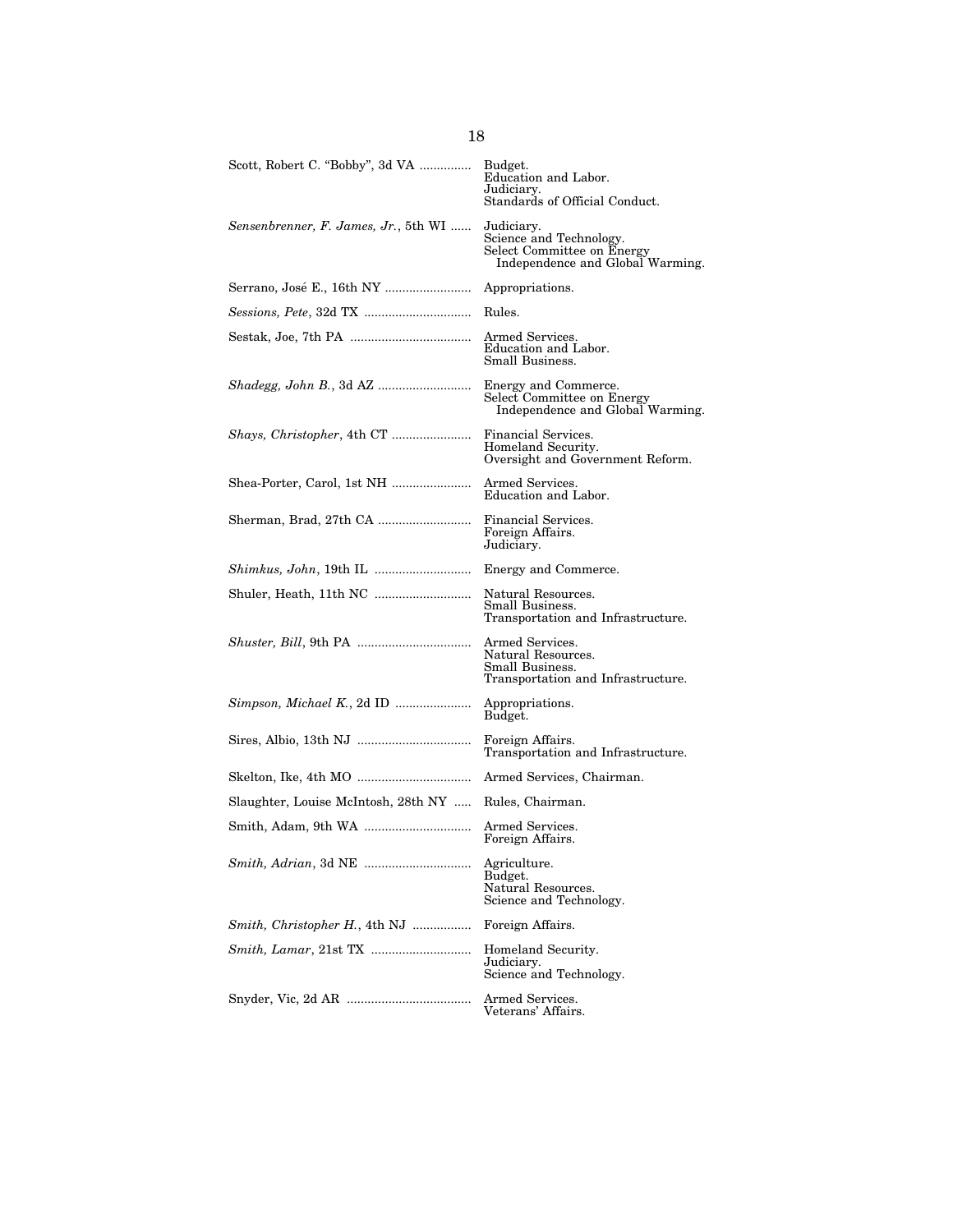| Member | Committees |
|---|---|
| Scott, Robert C. "Bobby", 3d VA | Budget.<br>Education and Labor.<br>Judiciary.<br>Standards of Official Conduct. |
| *Sensenbrenner, F. James, Jr.*, 5th WI | Judiciary.<br>Science and Technology.<br>Select Committee on Energy Independence and Global Warming. |
| Serrano, José E., 16th NY | Appropriations. |
| *Sessions, Pete*, 32d TX | Rules. |
| Sestak, Joe, 7th PA | Armed Services.<br>Education and Labor.<br>Small Business. |
| *Shadegg, John B.*, 3d AZ | Energy and Commerce.<br>Select Committee on Energy Independence and Global Warming. |
| *Shays, Christopher*, 4th CT | Financial Services.<br>Homeland Security.<br>Oversight and Government Reform. |
| Shea-Porter, Carol, 1st NH | Armed Services.<br>Education and Labor. |
| Sherman, Brad, 27th CA | Financial Services.<br>Foreign Affairs.<br>Judiciary. |
| *Shimkus, John*, 19th IL | Energy and Commerce. |
| Shuler, Heath, 11th NC | Natural Resources.<br>Small Business.<br>Transportation and Infrastructure. |
| *Shuster, Bill*, 9th PA | Armed Services.<br>Natural Resources.<br>Small Business.<br>Transportation and Infrastructure. |
| *Simpson, Michael K.*, 2d ID | Appropriations.<br>Budget. |
| Sires, Albio, 13th NJ | Foreign Affairs.<br>Transportation and Infrastructure. |
| Skelton, Ike, 4th MO | Armed Services, Chairman. |
| Slaughter, Louise McIntosh, 28th NY | Rules, Chairman. |
| Smith, Adam, 9th WA | Armed Services.<br>Foreign Affairs. |
| *Smith, Adrian*, 3d NE | Agriculture.<br>Budget.<br>Natural Resources.<br>Science and Technology. |
| *Smith, Christopher H.*, 4th NJ | Foreign Affairs. |
| *Smith, Lamar*, 21st TX | Homeland Security.<br>Judiciary.<br>Science and Technology. |
| Snyder, Vic, 2d AR | Armed Services.<br>Veterans' Affairs. |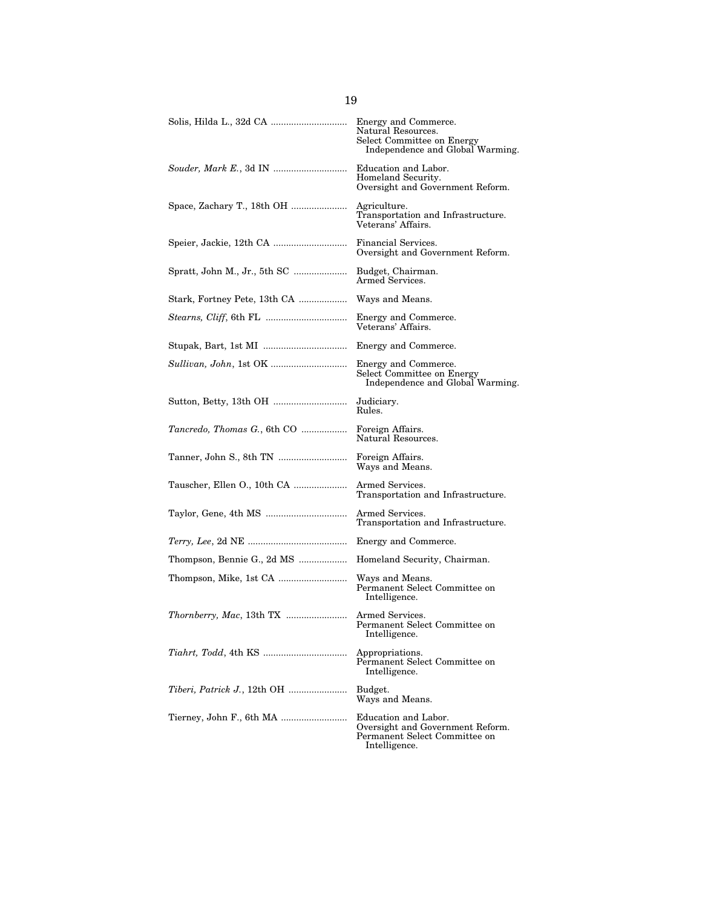| Member | Committees |
|---|---|
| Solis, Hilda L., 32d CA | Energy and Commerce.<br>Natural Resources.<br>Select Committee on Energy Independence and Global Warming. |
| *Souder, Mark E.*, 3d IN | Education and Labor.<br>Homeland Security.<br>Oversight and Government Reform. |
| Space, Zachary T., 18th OH | Agriculture.<br>Transportation and Infrastructure.<br>Veterans' Affairs. |
| Speier, Jackie, 12th CA | Financial Services.<br>Oversight and Government Reform. |
| Spratt, John M., Jr., 5th SC | Budget, Chairman.<br>Armed Services. |
| Stark, Fortney Pete, 13th CA | Ways and Means. |
| *Stearns, Cliff*, 6th FL | Energy and Commerce.<br>Veterans' Affairs. |
| Stupak, Bart, 1st MI | Energy and Commerce. |
| *Sullivan, John*, 1st OK | Energy and Commerce.<br>Select Committee on Energy Independence and Global Warming. |
| Sutton, Betty, 13th OH | Judiciary.<br>Rules. |
| *Tancredo, Thomas G.*, 6th CO | Foreign Affairs.<br>Natural Resources. |
| Tanner, John S., 8th TN | Foreign Affairs.<br>Ways and Means. |
| Tauscher, Ellen O., 10th CA | Armed Services.<br>Transportation and Infrastructure. |
| Taylor, Gene, 4th MS | Armed Services.<br>Transportation and Infrastructure. |
| *Terry, Lee*, 2d NE | Energy and Commerce. |
| Thompson, Bennie G., 2d MS | Homeland Security, Chairman. |
| Thompson, Mike, 1st CA | Ways and Means.<br>Permanent Select Committee on Intelligence. |
| *Thornberry, Mac*, 13th TX | Armed Services.<br>Permanent Select Committee on Intelligence. |
| *Tiahrt, Todd*, 4th KS | Appropriations.<br>Permanent Select Committee on Intelligence. |
| *Tiberi, Patrick J.*, 12th OH | Budget.<br>Ways and Means. |
| Tierney, John F., 6th MA | Education and Labor.<br>Oversight and Government Reform.<br>Permanent Select Committee on Intelligence. |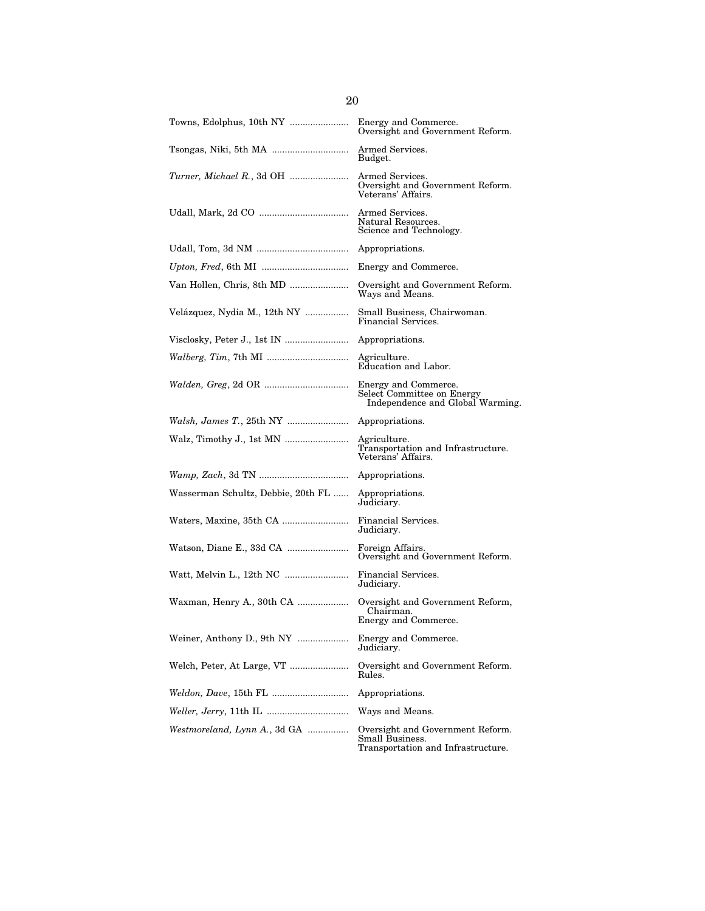| | |
|---|---|
| Towns, Edolphus, 10th NY | Energy and Commerce.<br>Oversight and Government Reform. |
| Tsongas, Niki, 5th MA | Armed Services.<br>Budget. |
| *Turner, Michael R.*, 3d OH | Armed Services.<br>Oversight and Government Reform.<br>Veterans' Affairs. |
| Udall, Mark, 2d CO | Armed Services.<br>Natural Resources.<br>Science and Technology. |
| Udall, Tom, 3d NM | Appropriations. |
| *Upton, Fred*, 6th MI | Energy and Commerce. |
| Van Hollen, Chris, 8th MD | Oversight and Government Reform.<br>Ways and Means. |
| Velázquez, Nydia M., 12th NY | Small Business, Chairwoman.<br>Financial Services. |
| Visclosky, Peter J., 1st IN | Appropriations. |
| *Walberg, Tim*, 7th MI | Agriculture.<br>Education and Labor. |
| *Walden, Greg*, 2d OR | Energy and Commerce.<br>Select Committee on Energy Independence and Global Warming. |
| *Walsh, James T.*, 25th NY | Appropriations. |
| Walz, Timothy J., 1st MN | Agriculture.<br>Transportation and Infrastructure.<br>Veterans' Affairs. |
| *Wamp, Zach*, 3d TN | Appropriations. |
| Wasserman Schultz, Debbie, 20th FL | Appropriations.<br>Judiciary. |
| Waters, Maxine, 35th CA | Financial Services.<br>Judiciary. |
| Watson, Diane E., 33d CA | Foreign Affairs.<br>Oversight and Government Reform. |
| Watt, Melvin L., 12th NC | Financial Services.<br>Judiciary. |
| Waxman, Henry A., 30th CA | Oversight and Government Reform, Chairman.<br>Energy and Commerce. |
| Weiner, Anthony D., 9th NY | Energy and Commerce.<br>Judiciary. |
| Welch, Peter, At Large, VT | Oversight and Government Reform.<br>Rules. |
| *Weldon, Dave*, 15th FL | Appropriations. |
| *Weller, Jerry*, 11th IL | Ways and Means. |
| *Westmoreland, Lynn A.*, 3d GA | Oversight and Government Reform.<br>Small Business.<br>Transportation and Infrastructure. |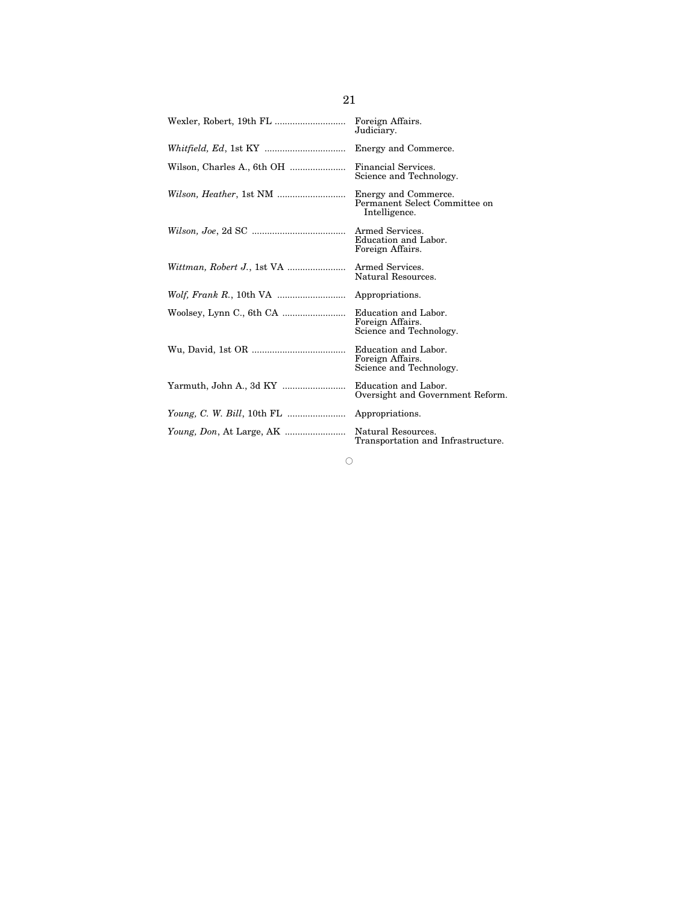| | |
|---|---|
| Wexler, Robert, 19th FL | Foreign Affairs.<br>Judiciary. |
| *Whitfield, Ed*, 1st KY | Energy and Commerce. |
| Wilson, Charles A., 6th OH | Financial Services.<br>Science and Technology. |
| *Wilson, Heather*, 1st NM | Energy and Commerce.<br>Permanent Select Committee on Intelligence. |
| *Wilson, Joe*, 2d SC | Armed Services.<br>Education and Labor.<br>Foreign Affairs. |
| *Wittman, Robert J.*, 1st VA | Armed Services.<br>Natural Resources. |
| *Wolf, Frank R.*, 10th VA | Appropriations. |
| Woolsey, Lynn C., 6th CA | Education and Labor.<br>Foreign Affairs.<br>Science and Technology. |
| Wu, David, 1st OR | Education and Labor.<br>Foreign Affairs.<br>Science and Technology. |
| Yarmuth, John A., 3d KY | Education and Labor.<br>Oversight and Government Reform. |
| *Young, C. W. Bill*, 10th FL | Appropriations. |
| *Young, Don*, At Large, AK | Natural Resources.<br>Transportation and Infrastructure. |